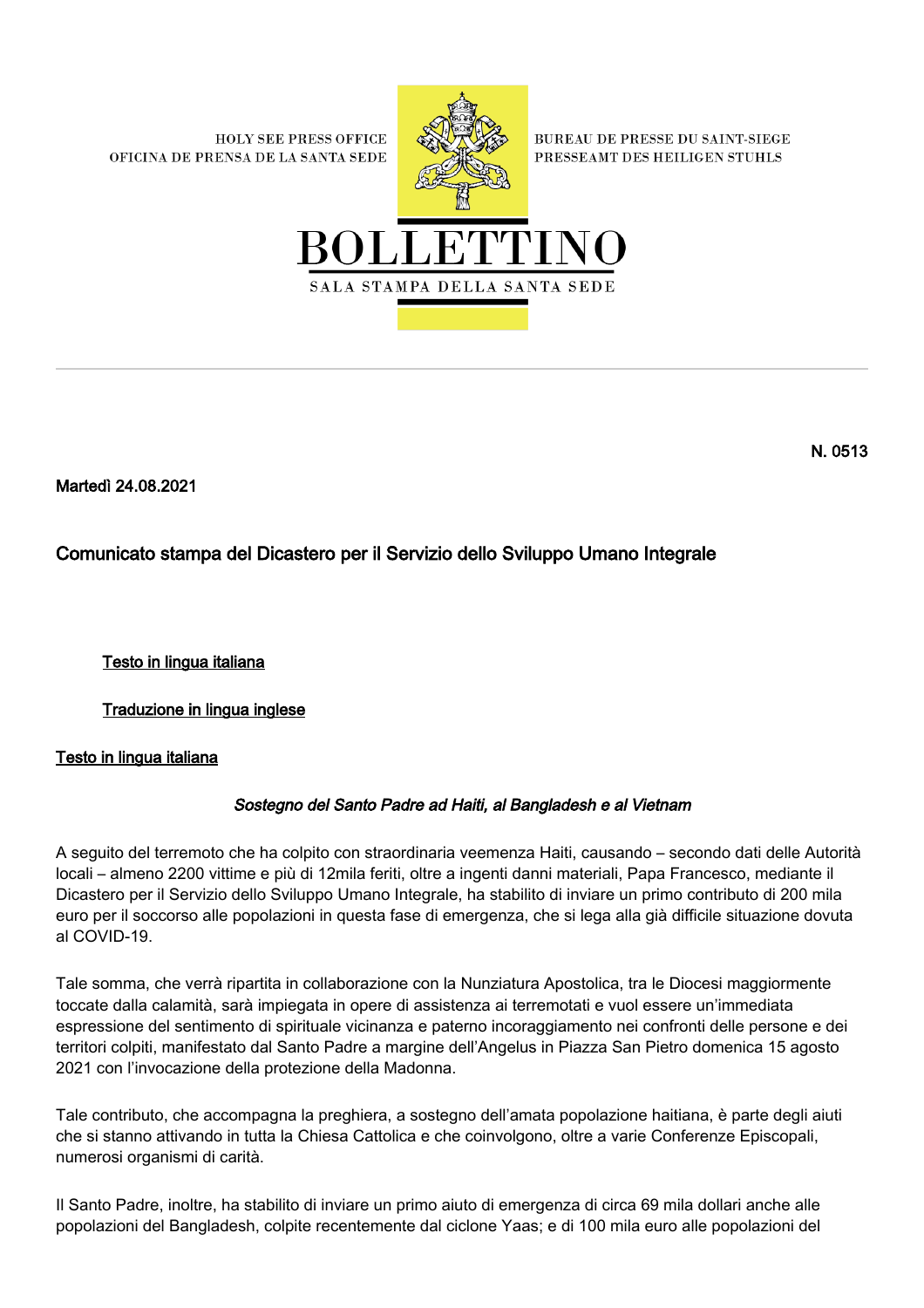HOLY SEE PRESS OFFICE
OFICINA DE PRENSA DE LA SANTA SEDE

BUREAU DE PRESSE DU SAINT-SIEGE
PRESSEAMT DES HEILIGEN STUHLS

# BOLLETTINO

SALA STAMPA DELLA SANTA SEDE

N. 0513

Martedì 24.08.2021

## Comunicato stampa del Dicastero per il Servizio dello Sviluppo Umano Integrale

- Testo in lingua italiana
- Traduzione in lingua inglese

### Testo in lingua italiana

*Sostegno del Santo Padre ad Haiti, al Bangladesh e al Vietnam*

A seguito del terremoto che ha colpito con straordinaria veemenza Haiti, causando – secondo dati delle Autorità locali – almeno 2200 vittime e più di 12mila feriti, oltre a ingenti danni materiali, Papa Francesco, mediante il Dicastero per il Servizio dello Sviluppo Umano Integrale, ha stabilito di inviare un primo contributo di 200 mila euro per il soccorso alle popolazioni in questa fase di emergenza, che si lega alla già difficile situazione dovuta al COVID-19.

Tale somma, che verrà ripartita in collaborazione con la Nunziatura Apostolica, tra le Diocesi maggiormente toccate dalla calamità, sarà impiegata in opere di assistenza ai terremotati e vuol essere un'immediata espressione del sentimento di spirituale vicinanza e paterno incoraggiamento nei confronti delle persone e dei territori colpiti, manifestato dal Santo Padre a margine dell'Angelus in Piazza San Pietro domenica 15 agosto 2021 con l'invocazione della protezione della Madonna.

Tale contributo, che accompagna la preghiera, a sostegno dell'amata popolazione haitiana, è parte degli aiuti che si stanno attivando in tutta la Chiesa Cattolica e che coinvolgono, oltre a varie Conferenze Episcopali, numerosi organismi di carità.

Il Santo Padre, inoltre, ha stabilito di inviare un primo aiuto di emergenza di circa 69 mila dollari anche alle popolazioni del Bangladesh, colpite recentemente dal ciclone Yaas; e di 100 mila euro alle popolazioni del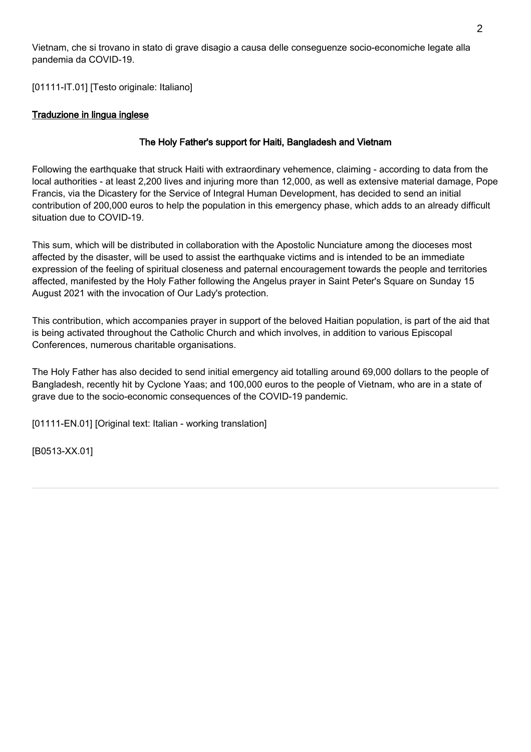Vietnam, che si trovano in stato di grave disagio a causa delle conseguenze socio-economiche legate alla pandemia da COVID-19.

[01111-IT.01] [Testo originale: Italiano]

**Traduzione in lingua inglese**

### The Holy Father's support for Haiti, Bangladesh and Vietnam

Following the earthquake that struck Haiti with extraordinary vehemence, claiming - according to data from the local authorities - at least 2,200 lives and injuring more than 12,000, as well as extensive material damage, Pope Francis, via the Dicastery for the Service of Integral Human Development, has decided to send an initial contribution of 200,000 euros to help the population in this emergency phase, which adds to an already difficult situation due to COVID-19.

This sum, which will be distributed in collaboration with the Apostolic Nunciature among the dioceses most affected by the disaster, will be used to assist the earthquake victims and is intended to be an immediate expression of the feeling of spiritual closeness and paternal encouragement towards the people and territories affected, manifested by the Holy Father following the Angelus prayer in Saint Peter's Square on Sunday 15 August 2021 with the invocation of Our Lady's protection.

This contribution, which accompanies prayer in support of the beloved Haitian population, is part of the aid that is being activated throughout the Catholic Church and which involves, in addition to various Episcopal Conferences, numerous charitable organisations.

The Holy Father has also decided to send initial emergency aid totalling around 69,000 dollars to the people of Bangladesh, recently hit by Cyclone Yaas; and 100,000 euros to the people of Vietnam, who are in a state of grave due to the socio-economic consequences of the COVID-19 pandemic.

[01111-EN.01] [Original text: Italian - working translation]

[B0513-XX.01]